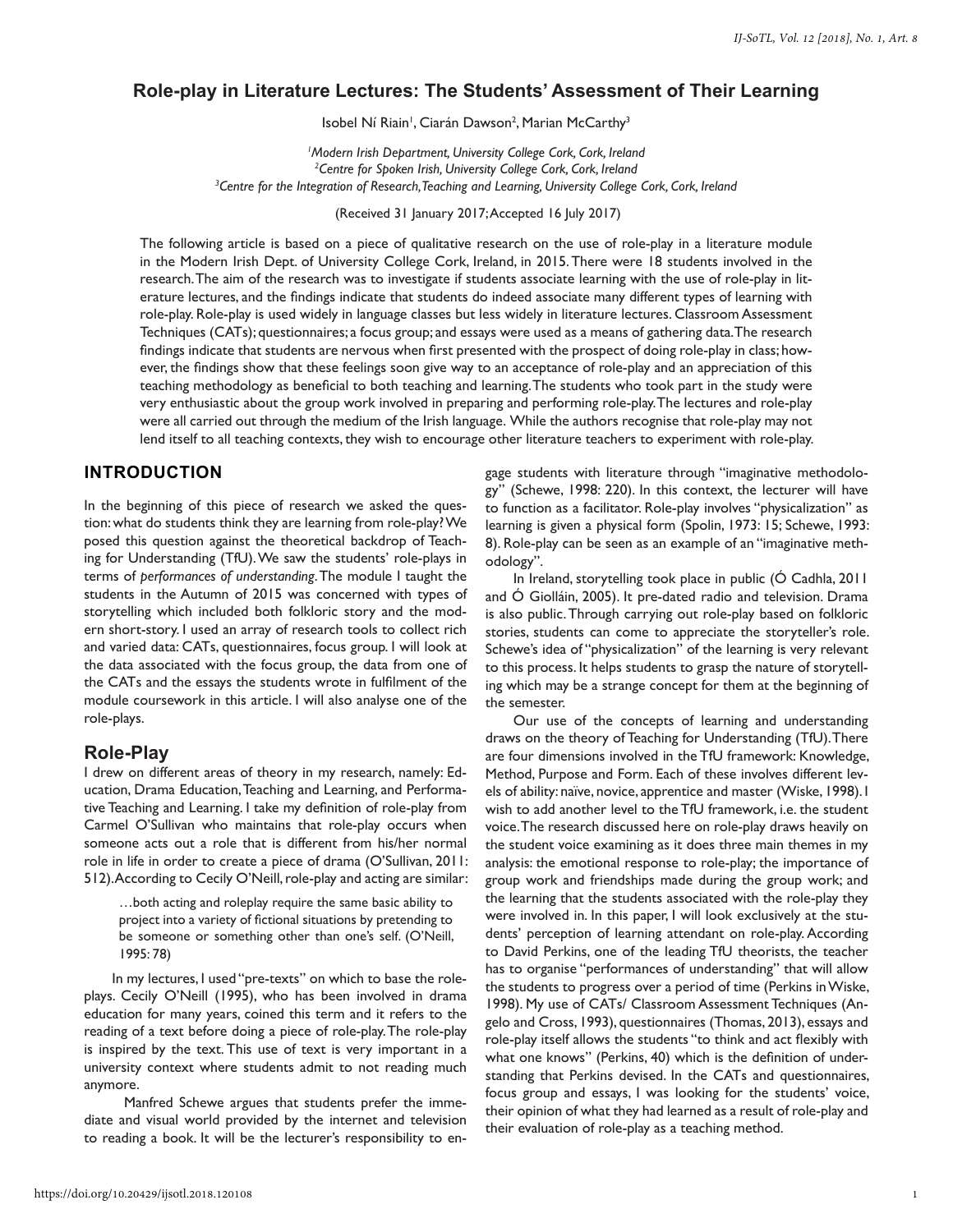# Role-play in Literature Lectures: The Students' Assessment of Their Learning

Isobel Ní Riain[1], Ciarán Dawson[2], Marian McCarthy[3]

[1]*Modern Irish Department, University College Cork, Cork, Ireland*
[2]*Centre for Spoken Irish, University College Cork, Cork, Ireland*
[3]*Centre for the Integration of Research, Teaching and Learning, University College Cork, Cork, Ireland*

(Received 31 January 2017; Accepted 16 July 2017)

The following article is based on a piece of qualitative research on the use of role-play in a literature module in the Modern Irish Dept. of University College Cork, Ireland, in 2015. There were 18 students involved in the research. The aim of the research was to investigate if students associate learning with the use of role-play in literature lectures, and the findings indicate that students do indeed associate many different types of learning with role-play. Role-play is used widely in language classes but less widely in literature lectures. Classroom Assessment Techniques (CATs); questionnaires; a focus group; and essays were used as a means of gathering data. The research findings indicate that students are nervous when first presented with the prospect of doing role-play in class; however, the findings show that these feelings soon give way to an acceptance of role-play and an appreciation of this teaching methodology as beneficial to both teaching and learning. The students who took part in the study were very enthusiastic about the group work involved in preparing and performing role-play. The lectures and role-play were all carried out through the medium of the Irish language. While the authors recognise that role-play may not lend itself to all teaching contexts, they wish to encourage other literature teachers to experiment with role-play.

## INTRODUCTION

In the beginning of this piece of research we asked the question: what do students think they are learning from role-play? We posed this question against the theoretical backdrop of Teaching for Understanding (TfU). We saw the students' role-plays in terms of *performances of understanding*. The module I taught the students in the Autumn of 2015 was concerned with types of storytelling which included both folkloric story and the modern short-story. I used an array of research tools to collect rich and varied data: CATs, questionnaires, focus group. I will look at the data associated with the focus group, the data from one of the CATs and the essays the students wrote in fulfilment of the module coursework in this article. I will also analyse one of the role-plays.

## Role-Play

I drew on different areas of theory in my research, namely: Education, Drama Education, Teaching and Learning, and Performative Teaching and Learning. I take my definition of role-play from Carmel O'Sullivan who maintains that role-play occurs when someone acts out a role that is different from his/her normal role in life in order to create a piece of drama (O'Sullivan, 2011: 512). According to Cecily O'Neill, role-play and acting are similar:

> …both acting and roleplay require the same basic ability to project into a variety of fictional situations by pretending to be someone or something other than one's self. (O'Neill, 1995: 78)

In my lectures, I used "pre-texts" on which to base the role-plays. Cecily O'Neill (1995), who has been involved in drama education for many years, coined this term and it refers to the reading of a text before doing a piece of role-play. The role-play is inspired by the text. This use of text is very important in a university context where students admit to not reading much anymore.

Manfred Schewe argues that students prefer the immediate and visual world provided by the internet and television to reading a book. It will be the lecturer's responsibility to engage students with literature through "imaginative methodology" (Schewe, 1998: 220). In this context, the lecturer will have to function as a facilitator. Role-play involves "physicalization" as learning is given a physical form (Spolin, 1973: 15; Schewe, 1993: 8). Role-play can be seen as an example of an "imaginative methodology".

In Ireland, storytelling took place in public (Ó Cadhla, 2011 and Ó Giolláin, 2005). It pre-dated radio and television. Drama is also public. Through carrying out role-play based on folkloric stories, students can come to appreciate the storyteller's role. Schewe's idea of "physicalization" of the learning is very relevant to this process. It helps students to grasp the nature of storytelling which may be a strange concept for them at the beginning of the semester.

Our use of the concepts of learning and understanding draws on the theory of Teaching for Understanding (TfU). There are four dimensions involved in the TfU framework: Knowledge, Method, Purpose and Form. Each of these involves different levels of ability: naïve, novice, apprentice and master (Wiske, 1998). I wish to add another level to the TfU framework, i.e. the student voice. The research discussed here on role-play draws heavily on the student voice examining as it does three main themes in my analysis: the emotional response to role-play; the importance of group work and friendships made during the group work; and the learning that the students associated with the role-play they were involved in. In this paper, I will look exclusively at the students' perception of learning attendant on role-play. According to David Perkins, one of the leading TfU theorists, the teacher has to organise "performances of understanding" that will allow the students to progress over a period of time (Perkins in Wiske, 1998). My use of CATs/ Classroom Assessment Techniques (Angelo and Cross, 1993), questionnaires (Thomas, 2013), essays and role-play itself allows the students "to think and act flexibly with what one knows" (Perkins, 40) which is the definition of understanding that Perkins devised. In the CATs and questionnaires, focus group and essays, I was looking for the students' voice, their opinion of what they had learned as a result of role-play and their evaluation of role-play as a teaching method.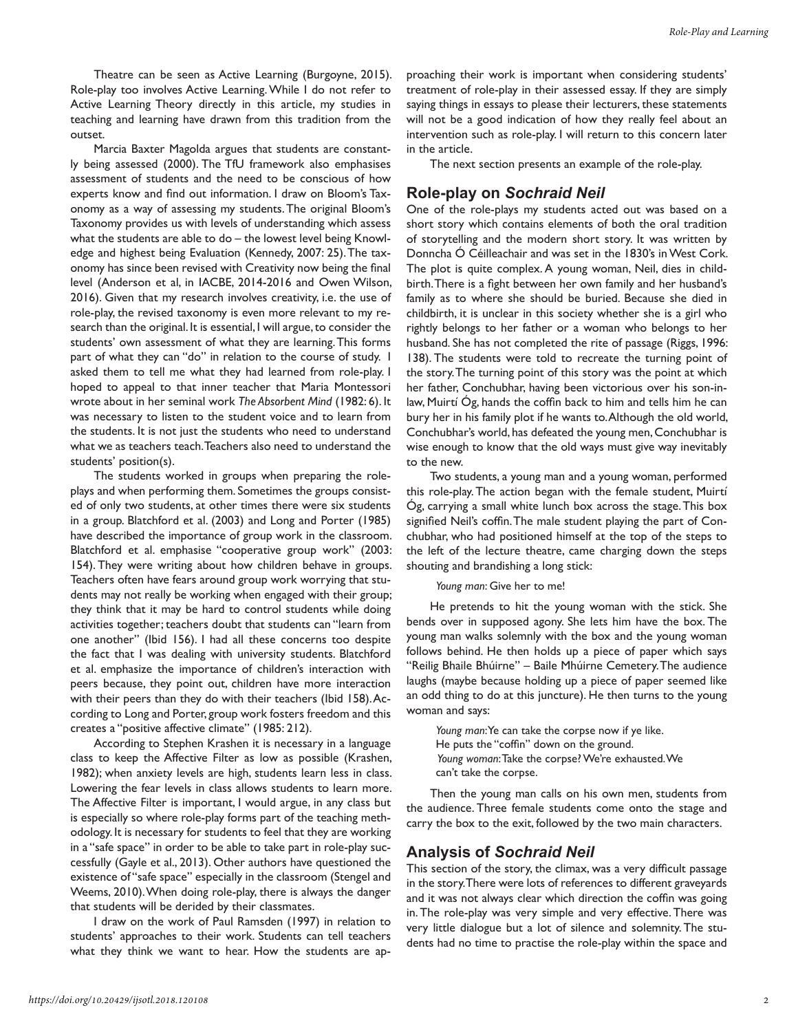Theatre can be seen as Active Learning (Burgoyne, 2015). Role-play too involves Active Learning. While I do not refer to Active Learning Theory directly in this article, my studies in teaching and learning have drawn from this tradition from the outset.

Marcia Baxter Magolda argues that students are constantly being assessed (2000). The TfU framework also emphasises assessment of students and the need to be conscious of how experts know and find out information. I draw on Bloom's Taxonomy as a way of assessing my students. The original Bloom's Taxonomy provides us with levels of understanding which assess what the students are able to do – the lowest level being Knowledge and highest being Evaluation (Kennedy, 2007: 25). The taxonomy has since been revised with Creativity now being the final level (Anderson et al, in IACBE, 2014-2016 and Owen Wilson, 2016). Given that my research involves creativity, i.e. the use of role-play, the revised taxonomy is even more relevant to my research than the original. It is essential, I will argue, to consider the students' own assessment of what they are learning. This forms part of what they can "do" in relation to the course of study. I asked them to tell me what they had learned from role-play. I hoped to appeal to that inner teacher that Maria Montessori wrote about in her seminal work *The Absorbent Mind* (1982: 6). It was necessary to listen to the student voice and to learn from the students. It is not just the students who need to understand what we as teachers teach. Teachers also need to understand the students' position(s).

The students worked in groups when preparing the role-plays and when performing them. Sometimes the groups consisted of only two students, at other times there were six students in a group. Blatchford et al. (2003) and Long and Porter (1985) have described the importance of group work in the classroom. Blatchford et al. emphasise "cooperative group work" (2003: 154). They were writing about how children behave in groups. Teachers often have fears around group work worrying that students may not really be working when engaged with their group; they think that it may be hard to control students while doing activities together; teachers doubt that students can "learn from one another" (Ibid 156). I had all these concerns too despite the fact that I was dealing with university students. Blatchford et al. emphasize the importance of children's interaction with peers because, they point out, children have more interaction with their peers than they do with their teachers (Ibid 158). According to Long and Porter, group work fosters freedom and this creates a "positive affective climate" (1985: 212).

According to Stephen Krashen it is necessary in a language class to keep the Affective Filter as low as possible (Krashen, 1982); when anxiety levels are high, students learn less in class. Lowering the fear levels in class allows students to learn more. The Affective Filter is important, I would argue, in any class but is especially so where role-play forms part of the teaching methodology. It is necessary for students to feel that they are working in a "safe space" in order to be able to take part in role-play successfully (Gayle et al., 2013). Other authors have questioned the existence of "safe space" especially in the classroom (Stengel and Weems, 2010). When doing role-play, there is always the danger that students will be derided by their classmates.

I draw on the work of Paul Ramsden (1997) in relation to students' approaches to their work. Students can tell teachers what they think we want to hear. How the students are approaching their work is important when considering students' treatment of role-play in their assessed essay. If they are simply saying things in essays to please their lecturers, these statements will not be a good indication of how they really feel about an intervention such as role-play. I will return to this concern later in the article.

The next section presents an example of the role-play.

## Role-play on *Sochraid Neil*

One of the role-plays my students acted out was based on a short story which contains elements of both the oral tradition of storytelling and the modern short story. It was written by Donncha Ó Céilleachair and was set in the 1830's in West Cork. The plot is quite complex. A young woman, Neil, dies in childbirth. There is a fight between her own family and her husband's family as to where she should be buried. Because she died in childbirth, it is unclear in this society whether she is a girl who rightly belongs to her father or a woman who belongs to her husband. She has not completed the rite of passage (Riggs, 1996: 138). The students were told to recreate the turning point of the story. The turning point of this story was the point at which her father, Conchubhar, having been victorious over his son-in-law, Muirtí Óg, hands the coffin back to him and tells him he can bury her in his family plot if he wants to. Although the old world, Conchubhar's world, has defeated the young men, Conchubhar is wise enough to know that the old ways must give way inevitably to the new.

Two students, a young man and a young woman, performed this role-play. The action began with the female student, Muirtí Óg, carrying a small white lunch box across the stage. This box signified Neil's coffin. The male student playing the part of Conchubhar, who had positioned himself at the top of the steps to the left of the lecture theatre, came charging down the steps shouting and brandishing a long stick:

> *Young man*: Give her to me!

He pretends to hit the young woman with the stick. She bends over in supposed agony. She lets him have the box. The young man walks solemnly with the box and the young woman follows behind. He then holds up a piece of paper which says "Reilig Bhaile Bhúirne" – Baile Mhúirne Cemetery. The audience laughs (maybe because holding up a piece of paper seemed like an odd thing to do at this juncture). He then turns to the young woman and says:

> *Young man*: Ye can take the corpse now if ye like.
> He puts the "coffin" down on the ground.
> *Young woman*: Take the corpse? We're exhausted. We can't take the corpse.

Then the young man calls on his own men, students from the audience. Three female students come onto the stage and carry the box to the exit, followed by the two main characters.

## Analysis of *Sochraid Neil*

This section of the story, the climax, was a very difficult passage in the story. There were lots of references to different graveyards and it was not always clear which direction the coffin was going in. The role-play was very simple and very effective. There was very little dialogue but a lot of silence and solemnity. The students had no time to practise the role-play within the space and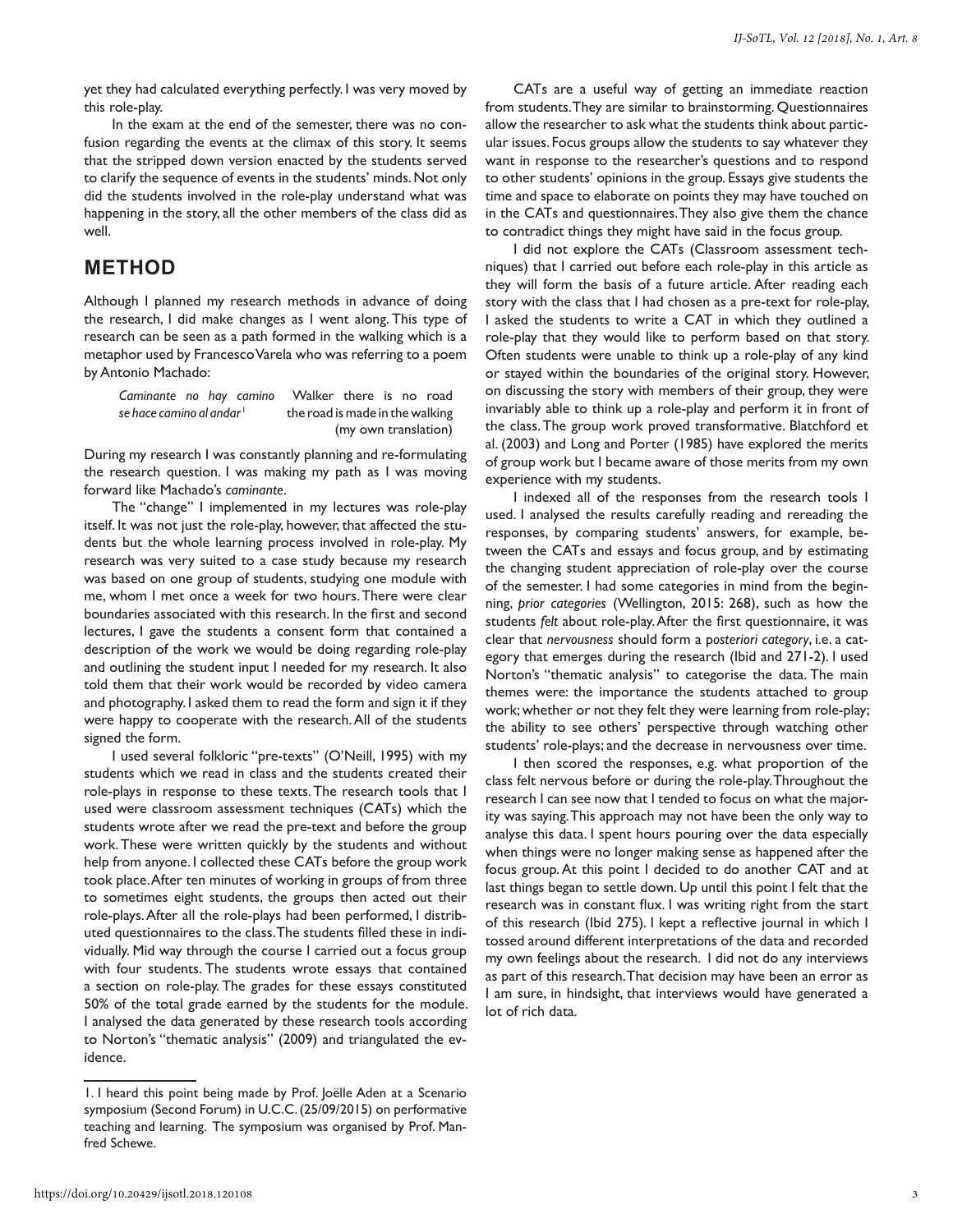yet they had calculated everything perfectly. I was very moved by this role-play.

In the exam at the end of the semester, there was no confusion regarding the events at the climax of this story. It seems that the stripped down version enacted by the students served to clarify the sequence of events in the students' minds. Not only did the students involved in the role-play understand what was happening in the story, all the other members of the class did as well.

## METHOD

Although I planned my research methods in advance of doing the research, I did make changes as I went along. This type of research can be seen as a path formed in the walking which is a metaphor used by Francesco Varela who was referring to a poem by Antonio Machado:

| | |
|---|---|
| *Caminante no hay camino se hace camino al andar*[1] | Walker there is no road the road is made in the walking (my own translation) |

During my research I was constantly planning and re-formulating the research question. I was making my path as I was moving forward like Machado's *caminante*.

The "change" I implemented in my lectures was role-play itself. It was not just the role-play, however, that affected the students but the whole learning process involved in role-play. My research was very suited to a case study because my research was based on one group of students, studying one module with me, whom I met once a week for two hours. There were clear boundaries associated with this research. In the first and second lectures, I gave the students a consent form that contained a description of the work we would be doing regarding role-play and outlining the student input I needed for my research. It also told them that their work would be recorded by video camera and photography. I asked them to read the form and sign it if they were happy to cooperate with the research. All of the students signed the form.

I used several folkloric "pre-texts" (O'Neill, 1995) with my students which we read in class and the students created their role-plays in response to these texts. The research tools that I used were classroom assessment techniques (CATs) which the students wrote after we read the pre-text and before the group work. These were written quickly by the students and without help from anyone. I collected these CATs before the group work took place. After ten minutes of working in groups of from three to sometimes eight students, the groups then acted out their role-plays. After all the role-plays had been performed, I distributed questionnaires to the class. The students filled these in individually. Mid way through the course I carried out a focus group with four students. The students wrote essays that contained a section on role-play. The grades for these essays constituted 50% of the total grade earned by the students for the module. I analysed the data generated by these research tools according to Norton's "thematic analysis" (2009) and triangulated the evidence.

CATs are a useful way of getting an immediate reaction from students. They are similar to brainstorming. Questionnaires allow the researcher to ask what the students think about particular issues. Focus groups allow the students to say whatever they want in response to the researcher's questions and to respond to other students' opinions in the group. Essays give students the time and space to elaborate on points they may have touched on in the CATs and questionnaires. They also give them the chance to contradict things they might have said in the focus group.

I did not explore the CATs (Classroom assessment techniques) that I carried out before each role-play in this article as they will form the basis of a future article. After reading each story with the class that I had chosen as a pre-text for role-play, I asked the students to write a CAT in which they outlined a role-play that they would like to perform based on that story. Often students were unable to think up a role-play of any kind or stayed within the boundaries of the original story. However, on discussing the story with members of their group, they were invariably able to think up a role-play and perform it in front of the class. The group work proved transformative. Blatchford et al. (2003) and Long and Porter (1985) have explored the merits of group work but I became aware of those merits from my own experience with my students.

I indexed all of the responses from the research tools I used. I analysed the results carefully reading and rereading the responses, by comparing students' answers, for example, between the CATs and essays and focus group, and by estimating the changing student appreciation of role-play over the course of the semester. I had some categories in mind from the beginning, *prior categories* (Wellington, 2015: 268), such as how the students *felt* about role-play. After the first questionnaire, it was clear that *nervousness* should form a p*osteriori category*, i.e. a category that emerges during the research (Ibid and 271-2). I used Norton's "thematic analysis" to categorise the data. The main themes were: the importance the students attached to group work; whether or not they felt they were learning from role-play; the ability to see others' perspective through watching other students' role-plays; and the decrease in nervousness over time.

I then scored the responses, e.g. what proportion of the class felt nervous before or during the role-play. Throughout the research I can see now that I tended to focus on what the majority was saying. This approach may not have been the only way to analyse this data. I spent hours pouring over the data especially when things were no longer making sense as happened after the focus group. At this point I decided to do another CAT and at last things began to settle down. Up until this point I felt that the research was in constant flux. I was writing right from the start of this research (Ibid 275). I kept a reflective journal in which I tossed around different interpretations of the data and recorded my own feelings about the research. I did not do any interviews as part of this research. That decision may have been an error as I am sure, in hindsight, that interviews would have generated a lot of rich data.

---

1. I heard this point being made by Prof. Joëlle Aden at a Scenario symposium (Second Forum) in U.C.C. (25/09/2015) on performative teaching and learning. The symposium was organised by Prof. Manfred Schewe.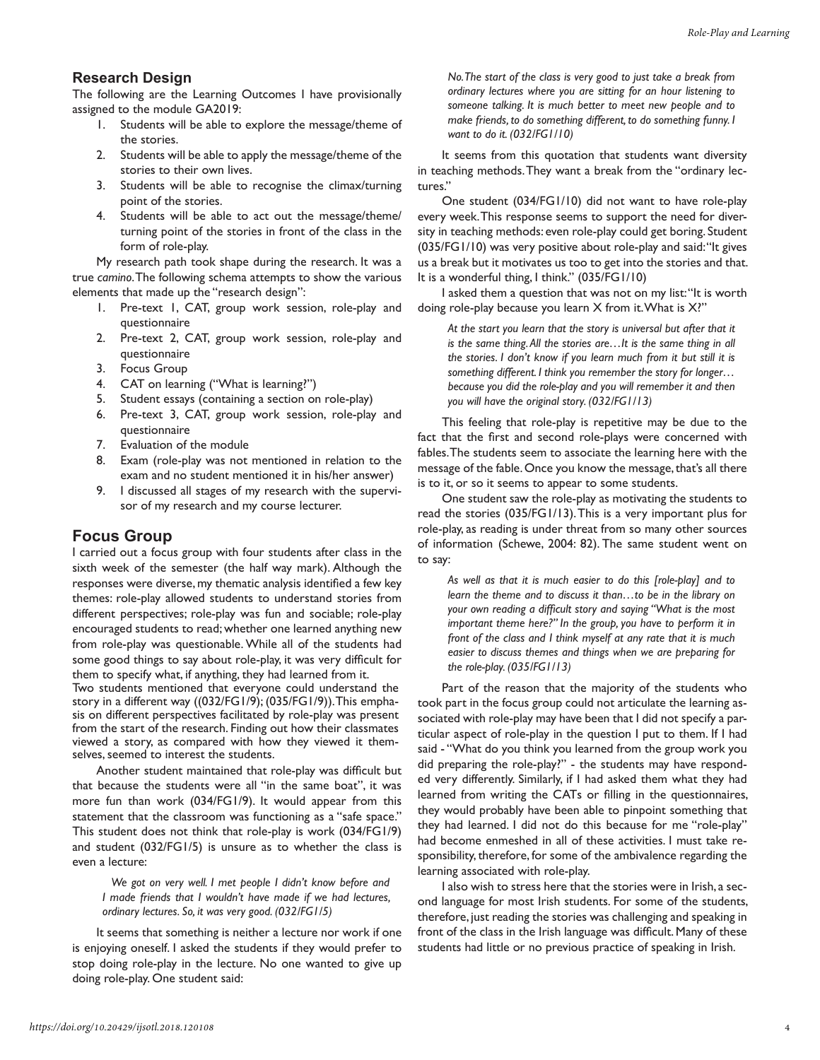## Research Design

The following are the Learning Outcomes I have provisionally assigned to the module GA2019:

1. Students will be able to explore the message/theme of the stories.
2. Students will be able to apply the message/theme of the stories to their own lives.
3. Students will be able to recognise the climax/turning point of the stories.
4. Students will be able to act out the message/theme/turning point of the stories in front of the class in the form of role-play.

My research path took shape during the research. It was a true *camino*. The following schema attempts to show the various elements that made up the "research design":

1. Pre-text 1, CAT, group work session, role-play and questionnaire
2. Pre-text 2, CAT, group work session, role-play and questionnaire
3. Focus Group
4. CAT on learning ("What is learning?")
5. Student essays (containing a section on role-play)
6. Pre-text 3, CAT, group work session, role-play and questionnaire
7. Evaluation of the module
8. Exam (role-play was not mentioned in relation to the exam and no student mentioned it in his/her answer)
9. I discussed all stages of my research with the supervisor of my research and my course lecturer.

## Focus Group

I carried out a focus group with four students after class in the sixth week of the semester (the half way mark). Although the responses were diverse, my thematic analysis identified a few key themes: role-play allowed students to understand stories from different perspectives; role-play was fun and sociable; role-play encouraged students to read; whether one learned anything new from role-play was questionable. While all of the students had some good things to say about role-play, it was very difficult for them to specify what, if anything, they had learned from it.

Two students mentioned that everyone could understand the story in a different way ((032/FG1/9); (035/FG1/9)). This emphasis on different perspectives facilitated by role-play was present from the start of the research. Finding out how their classmates viewed a story, as compared with how they viewed it themselves, seemed to interest the students.

Another student maintained that role-play was difficult but that because the students were all "in the same boat", it was more fun than work (034/FG1/9). It would appear from this statement that the classroom was functioning as a "safe space." This student does not think that role-play is work (034/FG1/9) and student (032/FG1/5) is unsure as to whether the class is even a lecture:

> *We got on very well. I met people I didn't know before and I made friends that I wouldn't have made if we had lectures, ordinary lectures. So, it was very good. (032/FG1/5)*

It seems that something is neither a lecture nor work if one is enjoying oneself. I asked the students if they would prefer to stop doing role-play in the lecture. No one wanted to give up doing role-play. One student said:

> *No. The start of the class is very good to just take a break from ordinary lectures where you are sitting for an hour listening to someone talking. It is much better to meet new people and to make friends, to do something different, to do something funny. I want to do it. (032/FG1/10)*

It seems from this quotation that students want diversity in teaching methods. They want a break from the "ordinary lectures."

One student (034/FG1/10) did not want to have role-play every week. This response seems to support the need for diversity in teaching methods: even role-play could get boring. Student (035/FG1/10) was very positive about role-play and said: "It gives us a break but it motivates us too to get into the stories and that. It is a wonderful thing, I think." (035/FG1/10)

I asked them a question that was not on my list: "It is worth doing role-play because you learn X from it. What is X?"

> *At the start you learn that the story is universal but after that it is the same thing. All the stories are…It is the same thing in all the stories. I don't know if you learn much from it but still it is something different. I think you remember the story for longer… because you did the role-play and you will remember it and then you will have the original story. (032/FG1/13)*

This feeling that role-play is repetitive may be due to the fact that the first and second role-plays were concerned with fables. The students seem to associate the learning here with the message of the fable. Once you know the message, that's all there is to it, or so it seems to appear to some students.

One student saw the role-play as motivating the students to read the stories (035/FG1/13). This is a very important plus for role-play, as reading is under threat from so many other sources of information (Schewe, 2004: 82). The same student went on to say:

> *As well as that it is much easier to do this [role-play] and to learn the theme and to discuss it than…to be in the library on your own reading a difficult story and saying "What is the most important theme here?" In the group, you have to perform it in front of the class and I think myself at any rate that it is much easier to discuss themes and things when we are preparing for the role-play. (035/FG1/13)*

Part of the reason that the majority of the students who took part in the focus group could not articulate the learning associated with role-play may have been that I did not specify a particular aspect of role-play in the question I put to them. If I had said - "What do you think you learned from the group work you did preparing the role-play?" - the students may have responded very differently. Similarly, if I had asked them what they had learned from writing the CATs or filling in the questionnaires, they would probably have been able to pinpoint something that they had learned. I did not do this because for me "role-play" had become enmeshed in all of these activities. I must take responsibility, therefore, for some of the ambivalence regarding the learning associated with role-play.

I also wish to stress here that the stories were in Irish, a second language for most Irish students. For some of the students, therefore, just reading the stories was challenging and speaking in front of the class in the Irish language was difficult. Many of these students had little or no previous practice of speaking in Irish.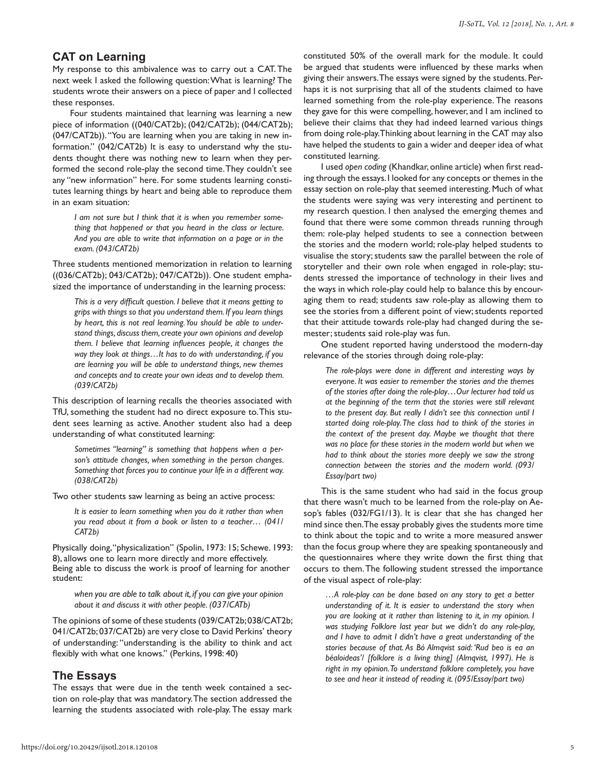## CAT on Learning

My response to this ambivalence was to carry out a CAT. The next week I asked the following question: What is learning? The students wrote their answers on a piece of paper and I collected these responses.

Four students maintained that learning was learning a new piece of information ((040/CAT2b); (042/CAT2b); (044/CAT2b); (047/CAT2b)). "You are learning when you are taking in new information." (042/CAT2b) It is easy to understand why the students thought there was nothing new to learn when they performed the second role-play the second time. They couldn't see any "new information" here. For some students learning constitutes learning things by heart and being able to reproduce them in an exam situation:

> *I am not sure but I think that it is when you remember something that happened or that you heard in the class or lecture. And you are able to write that information on a page or in the exam. (043/CAT2b)*

Three students mentioned memorization in relation to learning ((036/CAT2b); 043/CAT2b); 047/CAT2b)). One student emphasized the importance of understanding in the learning process:

> *This is a very difficult question. I believe that it means getting to grips with things so that you understand them. If you learn things by heart, this is not real learning. You should be able to understand things, discuss them, create your own opinions and develop them. I believe that learning influences people, it changes the way they look at things…It has to do with understanding, if you are learning you will be able to understand things, new themes and concepts and to create your own ideas and to develop them. (039/CAT2b)*

This description of learning recalls the theories associated with TfU, something the student had no direct exposure to. This student sees learning as active. Another student also had a deep understanding of what constituted learning:

> *Sometimes "learning" is something that happens when a person's attitude changes, when something in the person changes. Something that forces you to continue your life in a different way. (038/CAT2b)*

Two other students saw learning as being an active process:

> *It is easier to learn something when you do it rather than when you read about it from a book or listen to a teacher… (041/CAT2b)*

Physically doing, "physicalization" (Spolin, 1973: 15; Schewe. 1993: 8), allows one to learn more directly and more effectively.
Being able to discuss the work is proof of learning for another student:

> *when you are able to talk about it, if you can give your opinion about it and discuss it with other people. (037/CATb)*

The opinions of some of these students (039/CAT2b; 038/CAT2b; 041/CAT2b; 037/CAT2b) are very close to David Perkins' theory of understanding: "understanding is the ability to think and act flexibly with what one knows." (Perkins, 1998: 40)

## The Essays

The essays that were due in the tenth week contained a section on role-play that was mandatory. The section addressed the learning the students associated with role-play. The essay mark constituted 50% of the overall mark for the module. It could be argued that students were influenced by these marks when giving their answers. The essays were signed by the students. Perhaps it is not surprising that all of the students claimed to have learned something from the role-play experience. The reasons they gave for this were compelling, however, and I am inclined to believe their claims that they had indeed learned various things from doing role-play. Thinking about learning in the CAT may also have helped the students to gain a wider and deeper idea of what constituted learning.

I used *open coding* (Khandkar, online article) when first reading through the essays. I looked for any concepts or themes in the essay section on role-play that seemed interesting. Much of what the students were saying was very interesting and pertinent to my research question. I then analysed the emerging themes and found that there were some common threads running through them: role-play helped students to see a connection between the stories and the modern world; role-play helped students to visualise the story; students saw the parallel between the role of storyteller and their own role when engaged in role-play; students stressed the importance of technology in their lives and the ways in which role-play could help to balance this by encouraging them to read; students saw role-play as allowing them to see the stories from a different point of view; students reported that their attitude towards role-play had changed during the semester; students said role-play was fun.

One student reported having understood the modern-day relevance of the stories through doing role-play:

> *The role-plays were done in different and interesting ways by everyone. It was easier to remember the stories and the themes of the stories after doing the role-play…Our lecturer had told us at the beginning of the term that the stories were still relevant to the present day. But really I didn't see this connection until I started doing role-play. The class had to think of the stories in the context of the present day. Maybe we thought that there was no place for these stories in the modern world but when we had to think about the stories more deeply we saw the strong connection between the stories and the modern world. (093/Essay/part two)*

This is the same student who had said in the focus group that there wasn't much to be learned from the role-play on Aesop's fables (032/FG1/13). It is clear that she has changed her mind since then. The essay probably gives the students more time to think about the topic and to write a more measured answer than the focus group where they are speaking spontaneously and the questionnaires where they write down the first thing that occurs to them. The following student stressed the importance of the visual aspect of role-play:

> *…A role-play can be done based on any story to get a better understanding of it. It is easier to understand the story when you are looking at it rather than listening to it, in my opinion. I was studying Folklore last year but we didn't do any role-play, and I have to admit I didn't have a great understanding of the stories because of that. As Bó Almqvist said: 'Rud beo is ea an béaloideas'/ [folklore is a living thing] (Almqvist, 1997). He is right in my opinion. To understand folklore completely, you have to see and hear it instead of reading it. (095/Essay/part two)*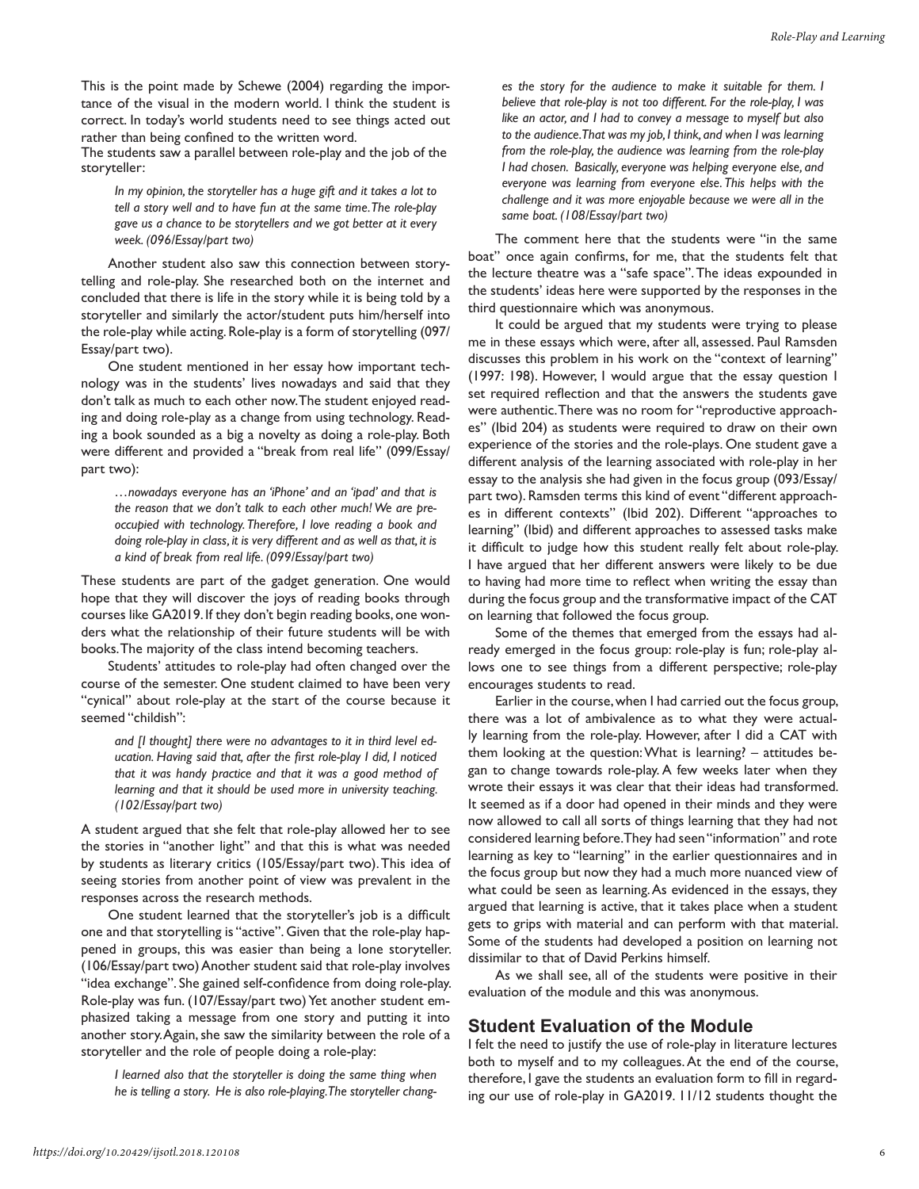This is the point made by Schewe (2004) regarding the importance of the visual in the modern world. I think the student is correct. In today's world students need to see things acted out rather than being confined to the written word.

The students saw a parallel between role-play and the job of the storyteller:

> *In my opinion, the storyteller has a huge gift and it takes a lot to tell a story well and to have fun at the same time. The role-play gave us a chance to be storytellers and we got better at it every week. (096/Essay/part two)*

Another student also saw this connection between storytelling and role-play. She researched both on the internet and concluded that there is life in the story while it is being told by a storyteller and similarly the actor/student puts him/herself into the role-play while acting. Role-play is a form of storytelling (097/Essay/part two).

One student mentioned in her essay how important technology was in the students' lives nowadays and said that they don't talk as much to each other now. The student enjoyed reading and doing role-play as a change from using technology. Reading a book sounded as a big a novelty as doing a role-play. Both were different and provided a "break from real life" (099/Essay/part two):

> *…nowadays everyone has an 'iPhone' and an 'ipad' and that is the reason that we don't talk to each other much! We are preoccupied with technology. Therefore, I love reading a book and doing role-play in class, it is very different and as well as that, it is a kind of break from real life. (099/Essay/part two)*

These students are part of the gadget generation. One would hope that they will discover the joys of reading books through courses like GA2019. If they don't begin reading books, one wonders what the relationship of their future students will be with books. The majority of the class intend becoming teachers.

Students' attitudes to role-play had often changed over the course of the semester. One student claimed to have been very "cynical" about role-play at the start of the course because it seemed "childish":

> *and [I thought] there were no advantages to it in third level education. Having said that, after the first role-play I did, I noticed that it was handy practice and that it was a good method of learning and that it should be used more in university teaching. (102/Essay/part two)*

A student argued that she felt that role-play allowed her to see the stories in "another light" and that this is what was needed by students as literary critics (105/Essay/part two). This idea of seeing stories from another point of view was prevalent in the responses across the research methods.

One student learned that the storyteller's job is a difficult one and that storytelling is "active". Given that the role-play happened in groups, this was easier than being a lone storyteller. (106/Essay/part two) Another student said that role-play involves "idea exchange". She gained self-confidence from doing role-play. Role-play was fun. (107/Essay/part two) Yet another student emphasized taking a message from one story and putting it into another story. Again, she saw the similarity between the role of a storyteller and the role of people doing a role-play:

> *I learned also that the storyteller is doing the same thing when he is telling a story. He is also role-playing. The storyteller changes the story for the audience to make it suitable for them. I believe that role-play is not too different. For the role-play, I was like an actor, and I had to convey a message to myself but also to the audience. That was my job, I think, and when I was learning from the role-play, the audience was learning from the role-play I had chosen. Basically, everyone was helping everyone else, and everyone was learning from everyone else. This helps with the challenge and it was more enjoyable because we were all in the same boat. (108/Essay/part two)*

The comment here that the students were "in the same boat" once again confirms, for me, that the students felt that the lecture theatre was a "safe space". The ideas expounded in the students' ideas here were supported by the responses in the third questionnaire which was anonymous.

It could be argued that my students were trying to please me in these essays which were, after all, assessed. Paul Ramsden discusses this problem in his work on the "context of learning" (1997: 198). However, I would argue that the essay question I set required reflection and that the answers the students gave were authentic. There was no room for "reproductive approaches" (Ibid 204) as students were required to draw on their own experience of the stories and the role-plays. One student gave a different analysis of the learning associated with role-play in her essay to the analysis she had given in the focus group (093/Essay/part two). Ramsden terms this kind of event "different approaches in different contexts" (Ibid 202). Different "approaches to learning" (Ibid) and different approaches to assessed tasks make it difficult to judge how this student really felt about role-play. I have argued that her different answers were likely to be due to having had more time to reflect when writing the essay than during the focus group and the transformative impact of the CAT on learning that followed the focus group.

Some of the themes that emerged from the essays had already emerged in the focus group: role-play is fun; role-play allows one to see things from a different perspective; role-play encourages students to read.

Earlier in the course, when I had carried out the focus group, there was a lot of ambivalence as to what they were actually learning from the role-play. However, after I did a CAT with them looking at the question: What is learning? – attitudes began to change towards role-play. A few weeks later when they wrote their essays it was clear that their ideas had transformed. It seemed as if a door had opened in their minds and they were now allowed to call all sorts of things learning that they had not considered learning before. They had seen "information" and rote learning as key to "learning" in the earlier questionnaires and in the focus group but now they had a much more nuanced view of what could be seen as learning. As evidenced in the essays, they argued that learning is active, that it takes place when a student gets to grips with material and can perform with that material. Some of the students had developed a position on learning not dissimilar to that of David Perkins himself.

As we shall see, all of the students were positive in their evaluation of the module and this was anonymous.

## Student Evaluation of the Module

I felt the need to justify the use of role-play in literature lectures both to myself and to my colleagues. At the end of the course, therefore, I gave the students an evaluation form to fill in regarding our use of role-play in GA2019. 11/12 students thought the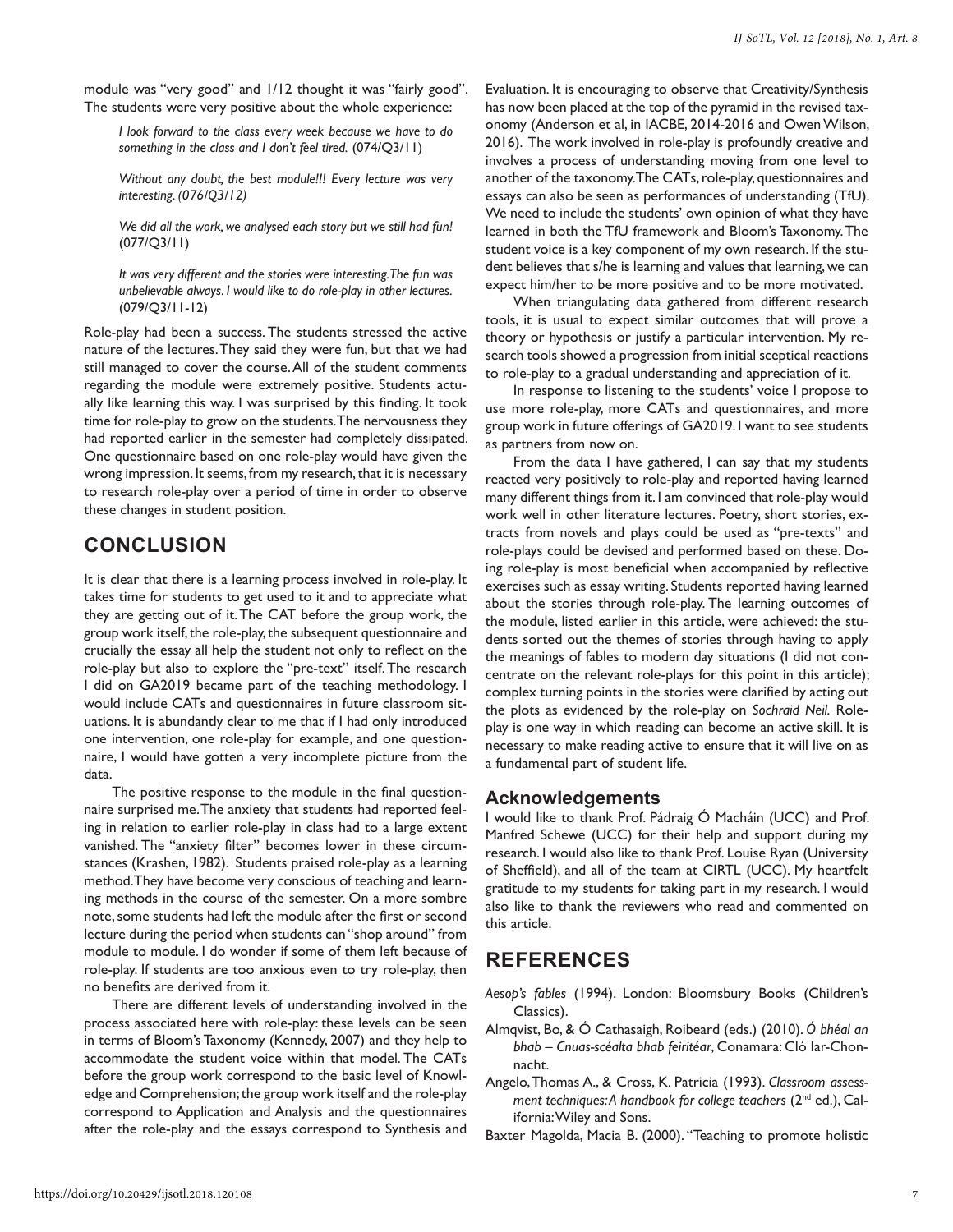module was "very good" and 1/12 thought it was "fairly good". The students were very positive about the whole experience:

> *I look forward to the class every week because we have to do something in the class and I don't feel tired.* (074/Q3/11)

> *Without any doubt, the best module!!! Every lecture was very interesting. (076/Q3/12)*

> *We did all the work, we analysed each story but we still had fun!* (077/Q3/11)

> *It was very different and the stories were interesting. The fun was unbelievable always. I would like to do role-play in other lectures.* (079/Q3/11-12)

Role-play had been a success. The students stressed the active nature of the lectures. They said they were fun, but that we had still managed to cover the course. All of the student comments regarding the module were extremely positive. Students actually like learning this way. I was surprised by this finding. It took time for role-play to grow on the students. The nervousness they had reported earlier in the semester had completely dissipated. One questionnaire based on one role-play would have given the wrong impression. It seems, from my research, that it is necessary to research role-play over a period of time in order to observe these changes in student position.

## CONCLUSION

It is clear that there is a learning process involved in role-play. It takes time for students to get used to it and to appreciate what they are getting out of it. The CAT before the group work, the group work itself, the role-play, the subsequent questionnaire and crucially the essay all help the student not only to reflect on the role-play but also to explore the "pre-text" itself. The research I did on GA2019 became part of the teaching methodology. I would include CATs and questionnaires in future classroom situations. It is abundantly clear to me that if I had only introduced one intervention, one role-play for example, and one questionnaire, I would have gotten a very incomplete picture from the data.

The positive response to the module in the final questionnaire surprised me. The anxiety that students had reported feeling in relation to earlier role-play in class had to a large extent vanished. The "anxiety filter" becomes lower in these circumstances (Krashen, 1982). Students praised role-play as a learning method. They have become very conscious of teaching and learning methods in the course of the semester. On a more sombre note, some students had left the module after the first or second lecture during the period when students can "shop around" from module to module. I do wonder if some of them left because of role-play. If students are too anxious even to try role-play, then no benefits are derived from it.

There are different levels of understanding involved in the process associated here with role-play: these levels can be seen in terms of Bloom's Taxonomy (Kennedy, 2007) and they help to accommodate the student voice within that model. The CATs before the group work correspond to the basic level of Knowledge and Comprehension; the group work itself and the role-play correspond to Application and Analysis and the questionnaires after the role-play and the essays correspond to Synthesis and Evaluation. It is encouraging to observe that Creativity/Synthesis has now been placed at the top of the pyramid in the revised taxonomy (Anderson et al, in IACBE, 2014-2016 and Owen Wilson, 2016). The work involved in role-play is profoundly creative and involves a process of understanding moving from one level to another of the taxonomy. The CATs, role-play, questionnaires and essays can also be seen as performances of understanding (TfU). We need to include the students' own opinion of what they have learned in both the TfU framework and Bloom's Taxonomy. The student voice is a key component of my own research. If the student believes that s/he is learning and values that learning, we can expect him/her to be more positive and to be more motivated.

When triangulating data gathered from different research tools, it is usual to expect similar outcomes that will prove a theory or hypothesis or justify a particular intervention. My research tools showed a progression from initial sceptical reactions to role-play to a gradual understanding and appreciation of it.

In response to listening to the students' voice I propose to use more role-play, more CATs and questionnaires, and more group work in future offerings of GA2019. I want to see students as partners from now on.

From the data I have gathered, I can say that my students reacted very positively to role-play and reported having learned many different things from it. I am convinced that role-play would work well in other literature lectures. Poetry, short stories, extracts from novels and plays could be used as "pre-texts" and role-plays could be devised and performed based on these. Doing role-play is most beneficial when accompanied by reflective exercises such as essay writing. Students reported having learned about the stories through role-play. The learning outcomes of the module, listed earlier in this article, were achieved: the students sorted out the themes of stories through having to apply the meanings of fables to modern day situations (I did not concentrate on the relevant role-plays for this point in this article); complex turning points in the stories were clarified by acting out the plots as evidenced by the role-play on *Sochraid Neil.* Role-play is one way in which reading can become an active skill. It is necessary to make reading active to ensure that it will live on as a fundamental part of student life.

### Acknowledgements

I would like to thank Prof. Pádraig Ó Macháin (UCC) and Prof. Manfred Schewe (UCC) for their help and support during my research. I would also like to thank Prof. Louise Ryan (University of Sheffield), and all of the team at CIRTL (UCC). My heartfelt gratitude to my students for taking part in my research. I would also like to thank the reviewers who read and commented on this article.

## REFERENCES

*Aesop's fables* (1994). London: Bloomsbury Books (Children's Classics).

Almqvist, Bo, & Ó Cathasaigh, Roibeard (eds.) (2010). *Ó bhéal an bhab – Cnuas-scéalta bhab feiritéar*, Conamara: Cló Iar-Chonnacht.

Angelo, Thomas A., & Cross, K. Patricia (1993). *Classroom assessment techniques: A handbook for college teachers* (2nd ed.), California: Wiley and Sons.

Baxter Magolda, Macia B. (2000). "Teaching to promote holistic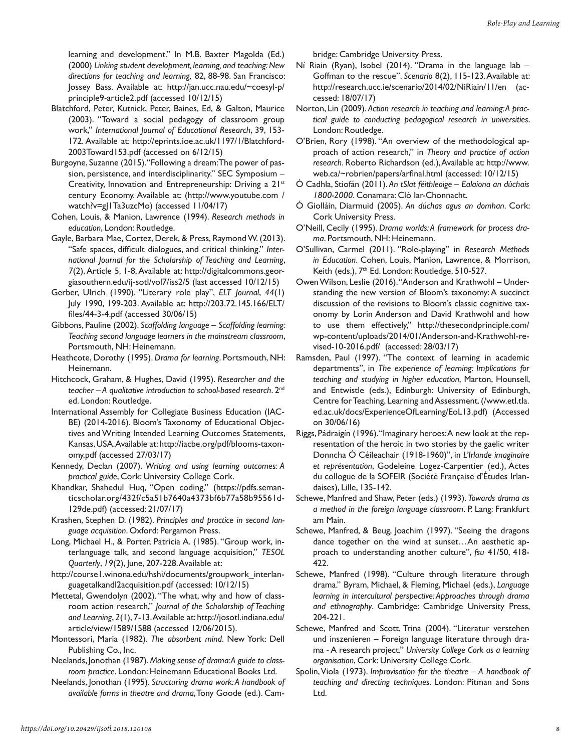learning and development." In M.B. Baxter Magolda (Ed.) (2000) *Linking student development, learning, and teaching: New directions for teaching and learning,* 82, 88-98. San Francisco: Jossey Bass. Available at: http://jan.ucc.nau.edu/~coesyl-p/principle9-article2.pdf (accessed 10/12/15)

Blatchford, Peter, Kutnick, Peter, Baines, Ed, & Galton, Maurice (2003). "Toward a social pedagogy of classroom group work," *International Journal of Educational Research*, 39, 153-172. Available at: http://eprints.ioe.ac.uk/1197/1/Blatchford-2003Toward153.pdf (accessed on 6/12/15)

Burgoyne, Suzanne (2015). "Following a dream: The power of passion, persistence, and interdisciplinarity." SEC Symposium – Creativity, Innovation and Entrepreneurship: Driving a 21st century Economy. Available at: (http://www.youtube.com / watch?v=gJ1Ta3uzcMo) (accessed 11/04/17)

Cohen, Louis, & Manion, Lawrence (1994). *Research methods in education*, London: Routledge.

Gayle, Barbara Mae, Cortez, Derek, & Press, Raymond W. (2013). "Safe spaces, difficult dialogues, and critical thinking." *International Journal for the Scholarship of Teaching and Learning*, 7(2), Article 5, 1-8, Available at: http://digitalcommons.georgiasouthern.edu/ij-sotl/vol7/iss2/5 (last accessed 10/12/15)

Gerber, Ulrich (1990). "Literary role play", *ELT Journal*, *44*(1) July 1990, 199-203. Available at: http://203.72.145.166/ELT/files/44-3-4.pdf (accessed 30/06/15)

Gibbons, Pauline (2002). *Scaffolding language – Scaffolding learning: Teaching second language learners in the mainstream classroom*, Portsmouth, NH: Heinemann.

Heathcote, Dorothy (1995). *Drama for learning*. Portsmouth, NH: Heinemann.

Hitchcock, Graham, & Hughes, David (1995). *Researcher and the teacher – A qualitative introduction to school-based research*. 2nd ed. London: Routledge.

International Assembly for Collegiate Business Education (IACBE) (2014-2016). Bloom's Taxonomy of Educational Objectives and Writing Intended Learning Outcomes Statements, Kansas, USA. Available at: http://iacbe.org/pdf/blooms-taxonomy.pdf (accessed 27/03/17)

Kennedy, Declan (2007). *Writing and using learning outcomes: A practical guide*, Cork: University College Cork.

Khandkar, Shahedul Huq, "Open coding." (https://pdfs.semanticscholar.org/432f/c5a51b7640a4373bf6b77a58b95561d129de.pdf) (accessed: 21/07/17)

Krashen, Stephen D. (1982). *Principles and practice in second language acquisition*. Oxford: Pergamon Press.

Long, Michael H., & Porter, Patricia A. (1985). "Group work, interlanguage talk, and second language acquisition," *TESOL Quarterly*, *19*(2), June, 207-228. Available at:

http://course1.winona.edu/hshi/documents/groupwork_interlanguagetalkandl2acquisition.pdf (accessed: 10/12/15)

Mettetal, Gwendolyn (2002). "The what, why and how of classroom action research," *Journal of the Scholarship of Teaching and Learning*, *2*(1), 7-13. Available at: http://josotl.indiana.edu/article/view/1589/1588 (accessed 12/06/2015).

Montessori, Maria (1982). *The absorbent mind*. New York: Dell Publishing Co., Inc.

Neelands, Jonothan (1987). *Making sense of drama: A guide to classroom practice*. London: Heinemann Educational Books Ltd.

Neelands, Jonothan (1995). *Structuring drama work: A handbook of available forms in theatre and drama*, Tony Goode (ed.). Cambridge: Cambridge University Press.

Ní Riain (Ryan), Isobel (2014). "Drama in the language lab – Goffman to the rescue". *Scenario* 8(2), 115-123. Available at: http://research.ucc.ie/scenario/2014/02/NiRiain/11/en (accessed: 18/07/17)

Norton, Lin (2009). *Action research in teaching and learning: A practical guide to conducting pedagogical research in universities*. London: Routledge.

O'Brien, Rory (1998). "An overview of the methodological approach of action research," in *Theory and practice of action research*. Roberto Richardson (ed.), Available at: http://www.web.ca/~robrien/papers/arfinal.html (accessed: 10/12/15)

Ó Cadhla, Stiofán (2011). *An tSlat féithleoige – Ealaíona an dúchais 1800-2000*. Conamara: Cló Iar-Chonnacht.

Ó Giolláin, Diarmuid (2005). *An dúchas agus an domhan*. Cork: Cork University Press.

O'Neill, Cecily (1995). *Drama worlds: A framework for process drama*. Portsmouth, NH: Heinemann.

O'Sullivan, Carmel (2011). "Role-playing" in *Research Methods in Education*. Cohen, Louis, Manion, Lawrence, & Morrison, Keith (eds.), 7th Ed. London: Routledge, 510-527.

Owen Wilson, Leslie (2016). "Anderson and Krathwohl – Understanding the new version of Bloom's taxonomy: A succinct discussion of the revisions to Bloom's classic cognitive taxonomy by Lorin Anderson and David Krathwohl and how to use them effectively," http://thesecondprinciple.com/wp-content/uploads/2014/01/Anderson-and-Krathwohl-revised-10-2016.pdf/ (accessed: 28/03/17)

Ramsden, Paul (1997). "The context of learning in academic departments", in *The experience of learning: Implications for teaching and studying in higher education*, Marton, Hounsell, and Entwistle (eds.), Edinburgh: University of Edinburgh, Centre for Teaching, Learning and Assessment. (/www.etl.tla.ed.ac.uk/docs/ExperienceOfLearning/EoL13.pdf) (Accessed on 30/06/16)

Riggs, Pádraigín (1996). "Imaginary heroes: A new look at the representation of the heroic in two stories by the gaelic writer Donncha Ó Céileachair (1918-1960)", in *L'Irlande imaginaire et représentation*, Godeleine Logez-Carpentier (ed.), Actes du collogue de la SOFEIR (Société Française d'Études Irlandaises), Lille, 135-142.

Schewe, Manfred and Shaw, Peter (eds.) (1993). *Towards drama as a method in the foreign language classroom*. P. Lang: Frankfurt am Main.

Schewe, Manfred, & Beug, Joachim (1997). "Seeing the dragons dance together on the wind at sunset…An aesthetic approach to understanding another culture", *fsu* 41/50, 418-422.

Schewe, Manfred (1998). "Culture through literature through drama." Byram, Michael, & Fleming, Michael (eds.), *Language learning in intercultural perspective: Approaches through drama and ethnography*. Cambridge: Cambridge University Press, 204-221.

Schewe, Manfred and Scott, Trina (2004). "Literatur verstehen und inszenieren – Foreign language literature through drama - A research project." *University College Cork as a learning organisation*, Cork: University College Cork.

Spolin, Viola (1973). *Improvisation for the theatre – A handbook of teaching and directing techniques*. London: Pitman and Sons Ltd.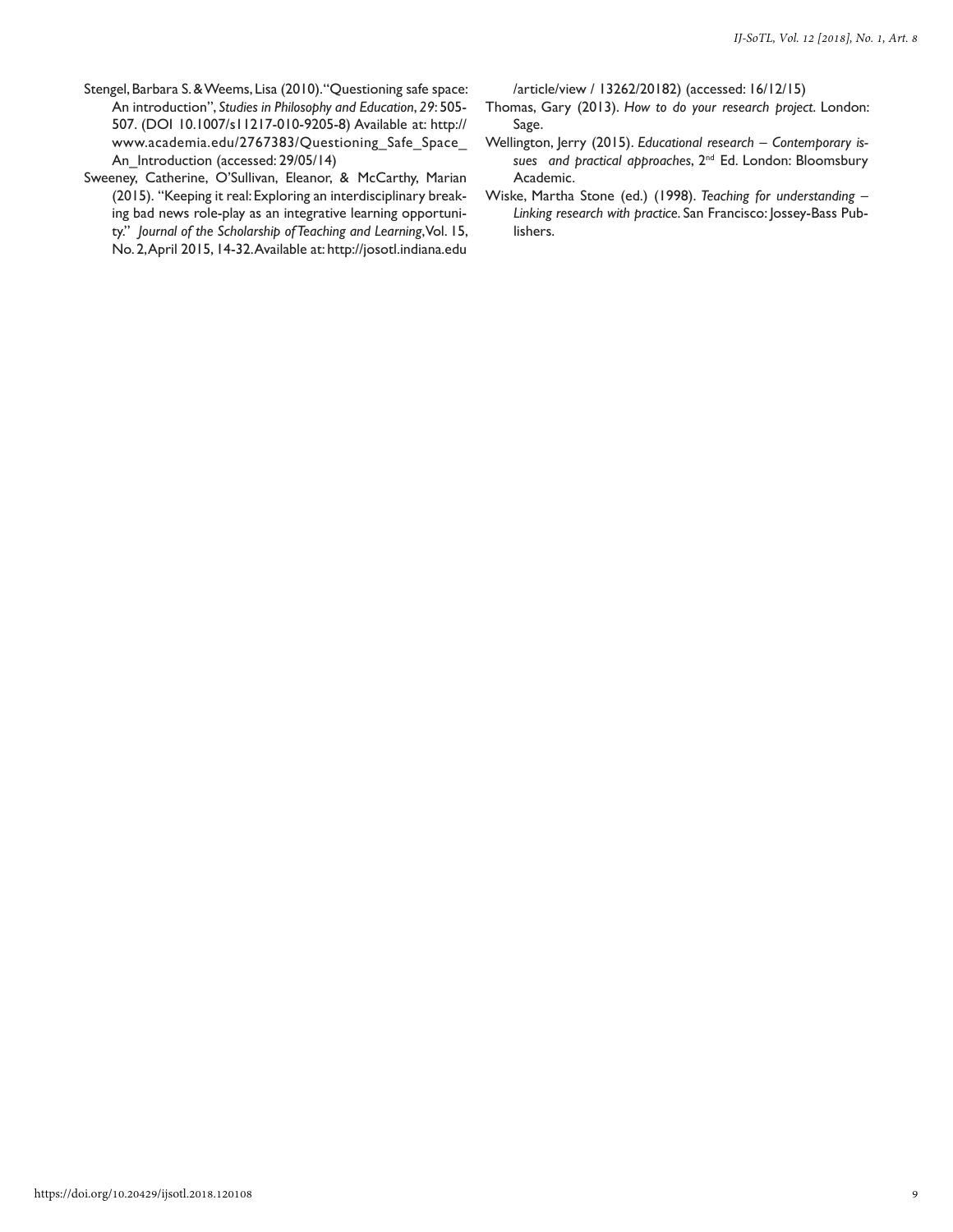Stengel, Barbara S. & Weems, Lisa (2010). "Questioning safe space: An introduction", *Studies in Philosophy and Education*, *29*: 505-507. (DOI 10.1007/s11217-010-9205-8) Available at: http://www.academia.edu/2767383/Questioning_Safe_Space_An_Introduction (accessed: 29/05/14)

Sweeney, Catherine, O'Sullivan, Eleanor, & McCarthy, Marian (2015). "Keeping it real: Exploring an interdisciplinary breaking bad news role-play as an integrative learning opportunity." *Journal of the Scholarship of Teaching and Learning*, Vol. 15, No. 2, April 2015, 14-32. Available at: http://josotl.indiana.edu/article/view / 13262/20182) (accessed: 16/12/15)

Thomas, Gary (2013). *How to do your research project.* London: Sage.

Wellington, Jerry (2015). *Educational research – Contemporary issues and practical approaches*, 2nd Ed. London: Bloomsbury Academic.

Wiske, Martha Stone (ed.) (1998). *Teaching for understanding – Linking research with practice.* San Francisco: Jossey-Bass Publishers.